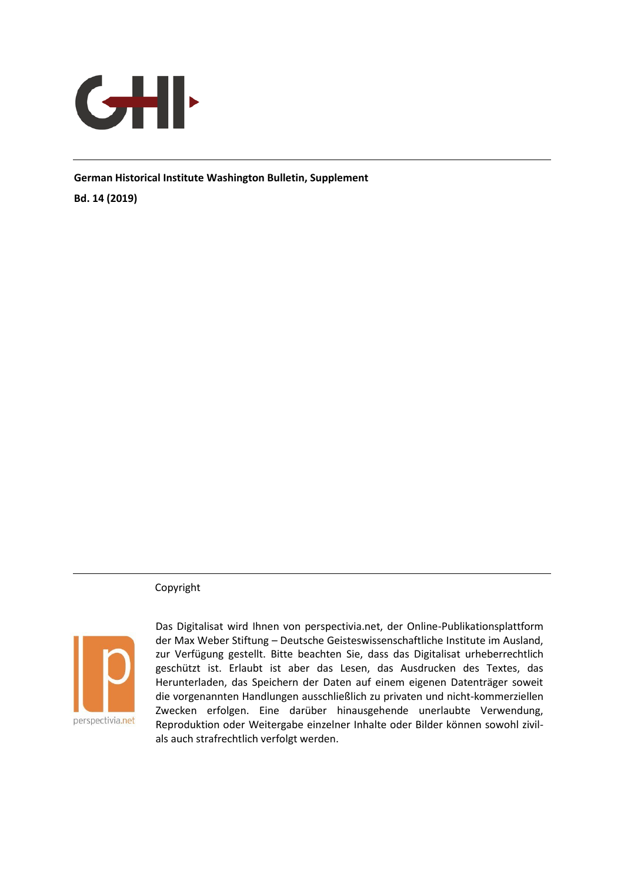**German Historical Institute Washington Bulletin, Supplement**

**Bd. 14 (2019)**

Copyright

Das Digitalisat wird Ihnen von perspectivia.net, der Online-Publikationsplattform der Max Weber Stiftung – Deutsche Geisteswissenschaftliche Institute im Ausland, zur Verfügung gestellt. Bitte beachten Sie, dass das Digitalisat urheberrechtlich geschützt ist. Erlaubt ist aber das Lesen, das Ausdrucken des Textes, das Herunterladen, das Speichern der Daten auf einem eigenen Datenträger soweit die vorgenannten Handlungen ausschließlich zu privaten und nicht-kommerziellen Zwecken erfolgen. Eine darüber hinausgehende unerlaubte Verwendung, Reproduktion oder Weitergabe einzelner Inhalte oder Bilder können sowohl zivil- als auch strafrechtlich verfolgt werden.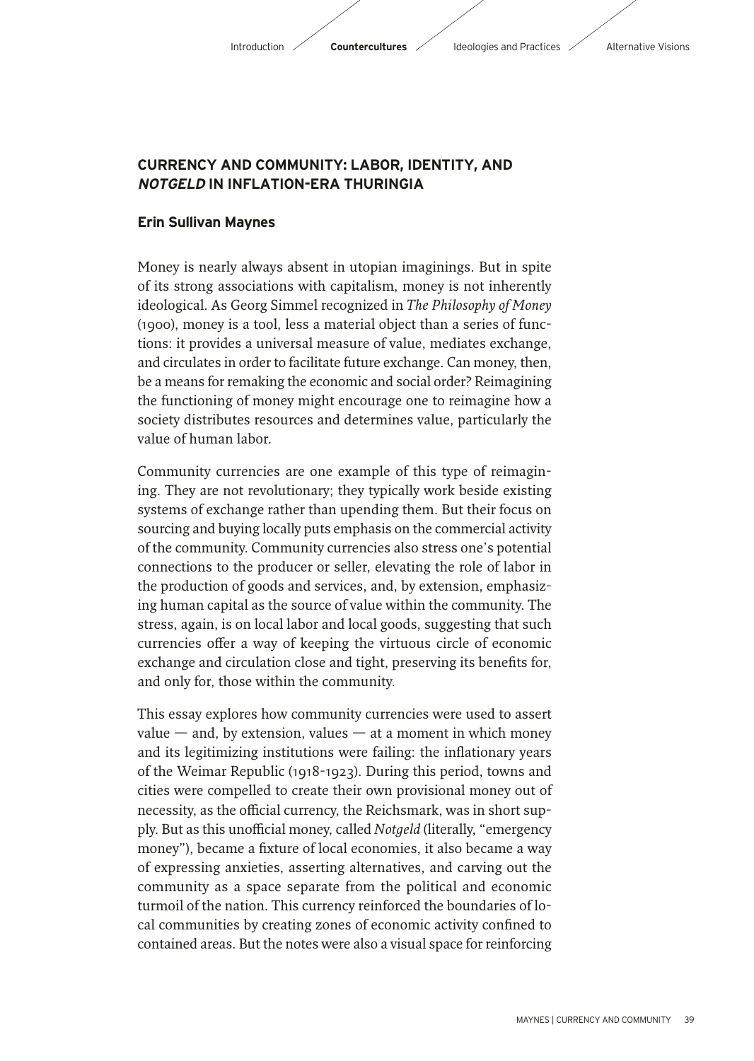## CURRENCY AND COMMUNITY: LABOR, IDENTITY, AND *NOTGELD* IN INFLATION-ERA THURINGIA

### Erin Sullivan Maynes

Money is nearly always absent in utopian imaginings. But in spite of its strong associations with capitalism, money is not inherently ideological. As Georg Simmel recognized in *The Philosophy of Money* (1900), money is a tool, less a material object than a series of functions: it provides a universal measure of value, mediates exchange, and circulates in order to facilitate future exchange. Can money, then, be a means for remaking the economic and social order? Reimagining the functioning of money might encourage one to reimagine how a society distributes resources and determines value, particularly the value of human labor.

Community currencies are one example of this type of reimagining. They are not revolutionary; they typically work beside existing systems of exchange rather than upending them. But their focus on sourcing and buying locally puts emphasis on the commercial activity of the community. Community currencies also stress one's potential connections to the producer or seller, elevating the role of labor in the production of goods and services, and, by extension, emphasizing human capital as the source of value within the community. The stress, again, is on local labor and local goods, suggesting that such currencies offer a way of keeping the virtuous circle of economic exchange and circulation close and tight, preserving its benefits for, and only for, those within the community.

This essay explores how community currencies were used to assert value — and, by extension, values — at a moment in which money and its legitimizing institutions were failing: the inflationary years of the Weimar Republic (1918-1923). During this period, towns and cities were compelled to create their own provisional money out of necessity, as the official currency, the Reichsmark, was in short supply. But as this unofficial money, called *Notgeld* (literally, "emergency money"), became a fixture of local economies, it also became a way of expressing anxieties, asserting alternatives, and carving out the community as a space separate from the political and economic turmoil of the nation. This currency reinforced the boundaries of local communities by creating zones of economic activity confined to contained areas. But the notes were also a visual space for reinforcing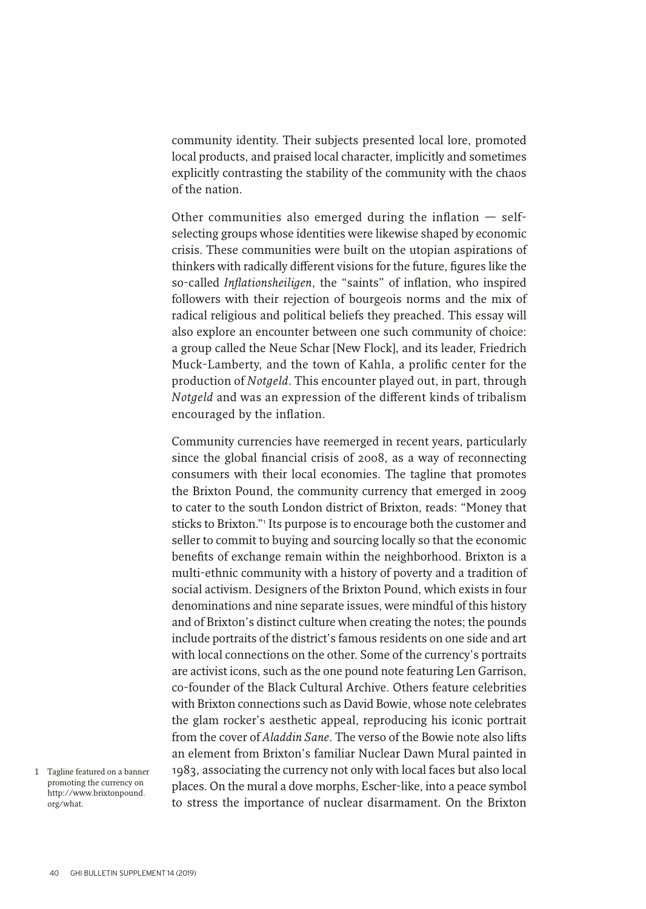community identity. Their subjects presented local lore, promoted local products, and praised local character, implicitly and sometimes explicitly contrasting the stability of the community with the chaos of the nation.

Other communities also emerged during the inflation — self-selecting groups whose identities were likewise shaped by economic crisis. These communities were built on the utopian aspirations of thinkers with radically different visions for the future, figures like the so-called *Inflationsheiligen*, the "saints" of inflation, who inspired followers with their rejection of bourgeois norms and the mix of radical religious and political beliefs they preached. This essay will also explore an encounter between one such community of choice: a group called the Neue Schar [New Flock], and its leader, Friedrich Muck-Lamberty, and the town of Kahla, a prolific center for the production of *Notgeld*. This encounter played out, in part, through *Notgeld* and was an expression of the different kinds of tribalism encouraged by the inflation.

Community currencies have reemerged in recent years, particularly since the global financial crisis of 2008, as a way of reconnecting consumers with their local economies. The tagline that promotes the Brixton Pound, the community currency that emerged in 2009 to cater to the south London district of Brixton, reads: "Money that sticks to Brixton."[1] Its purpose is to encourage both the customer and seller to commit to buying and sourcing locally so that the economic benefits of exchange remain within the neighborhood. Brixton is a multi-ethnic community with a history of poverty and a tradition of social activism. Designers of the Brixton Pound, which exists in four denominations and nine separate issues, were mindful of this history and of Brixton's distinct culture when creating the notes; the pounds include portraits of the district's famous residents on one side and art with local connections on the other. Some of the currency's portraits are activist icons, such as the one pound note featuring Len Garrison, co-founder of the Black Cultural Archive. Others feature celebrities with Brixton connections such as David Bowie, whose note celebrates the glam rocker's aesthetic appeal, reproducing his iconic portrait from the cover of *Aladdin Sane*. The verso of the Bowie note also lifts an element from Brixton's familiar Nuclear Dawn Mural painted in 1983, associating the currency not only with local faces but also local places. On the mural a dove morphs, Escher-like, into a peace symbol to stress the importance of nuclear disarmament. On the Brixton

1 Tagline featured on a banner promoting the currency on http://www.brixtonpound.org/what.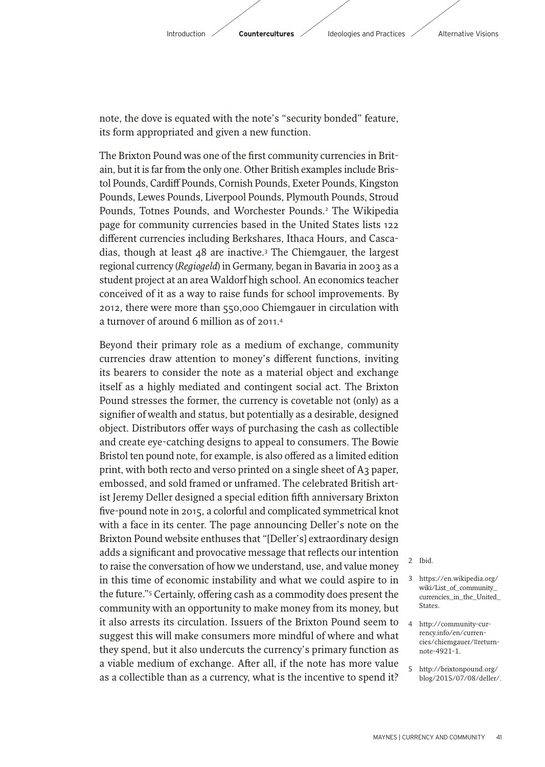note, the dove is equated with the note's "security bonded" feature, its form appropriated and given a new function.

The Brixton Pound was one of the first community currencies in Britain, but it is far from the only one. Other British examples include Bristol Pounds, Cardiff Pounds, Cornish Pounds, Exeter Pounds, Kingston Pounds, Lewes Pounds, Liverpool Pounds, Plymouth Pounds, Stroud Pounds, Totnes Pounds, and Worchester Pounds.[2] The Wikipedia page for community currencies based in the United States lists 122 different currencies including Berkshares, Ithaca Hours, and Cascadias, though at least 48 are inactive.[3] The Chiemgauer, the largest regional currency (*Regiogeld*) in Germany, began in Bavaria in 2003 as a student project at an area Waldorf high school. An economics teacher conceived of it as a way to raise funds for school improvements. By 2012, there were more than 550,000 Chiemgauer in circulation with a turnover of around 6 million as of 2011.[4]

Beyond their primary role as a medium of exchange, community currencies draw attention to money's different functions, inviting its bearers to consider the note as a material object and exchange itself as a highly mediated and contingent social act. The Brixton Pound stresses the former, the currency is covetable not (only) as a signifier of wealth and status, but potentially as a desirable, designed object. Distributors offer ways of purchasing the cash as collectible and create eye-catching designs to appeal to consumers. The Bowie Bristol ten pound note, for example, is also offered as a limited edition print, with both recto and verso printed on a single sheet of A3 paper, embossed, and sold framed or unframed. The celebrated British artist Jeremy Deller designed a special edition fifth anniversary Brixton five-pound note in 2015, a colorful and complicated symmetrical knot with a face in its center. The page announcing Deller's note on the Brixton Pound website enthuses that "[Deller's] extraordinary design adds a significant and provocative message that reflects our intention to raise the conversation of how we understand, use, and value money in this time of economic instability and what we could aspire to in the future."[5] Certainly, offering cash as a commodity does present the community with an opportunity to make money from its money, but it also arrests its circulation. Issuers of the Brixton Pound seem to suggest this will make consumers more mindful of where and what they spend, but it also undercuts the currency's primary function as a viable medium of exchange. After all, if the note has more value as a collectible than as a currency, what is the incentive to spend it?

2 Ibid.

3 https://en.wikipedia.org/wiki/List_of_community_currencies_in_the_United_States.

4 http://community-currency.info/en/currencies/chiemgauer/#returnnote-4921-1.

5 http://brixtonpound.org/blog/2015/07/08/deller/.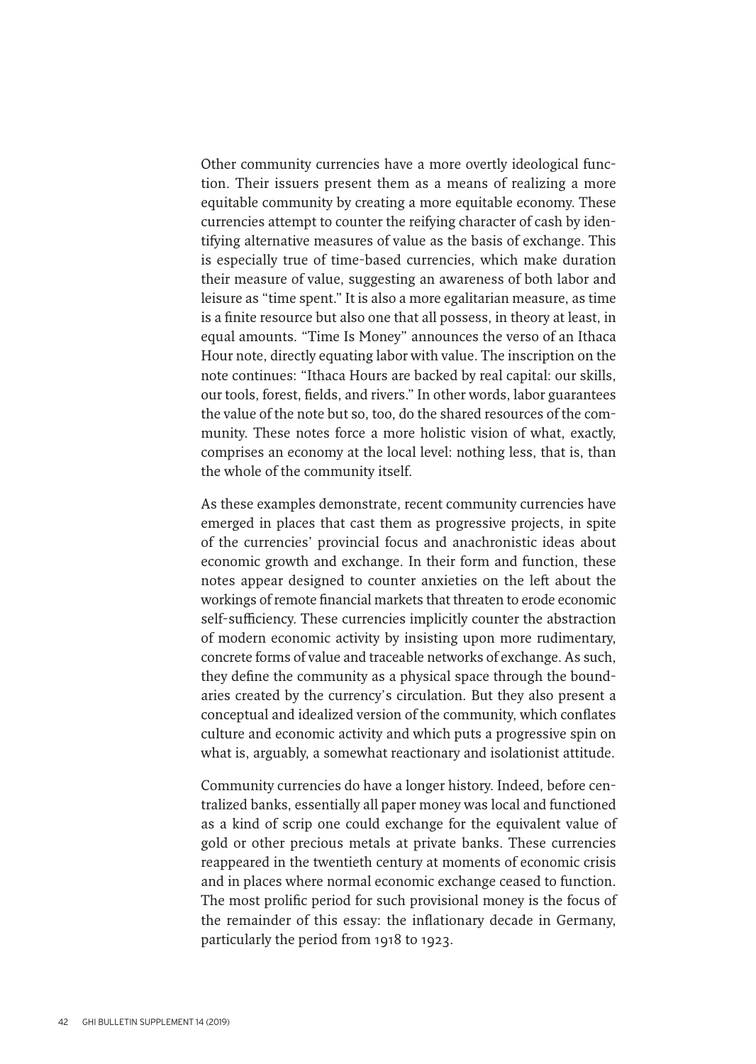Other community currencies have a more overtly ideological function. Their issuers present them as a means of realizing a more equitable community by creating a more equitable economy. These currencies attempt to counter the reifying character of cash by identifying alternative measures of value as the basis of exchange. This is especially true of time-based currencies, which make duration their measure of value, suggesting an awareness of both labor and leisure as "time spent." It is also a more egalitarian measure, as time is a finite resource but also one that all possess, in theory at least, in equal amounts. "Time Is Money" announces the verso of an Ithaca Hour note, directly equating labor with value. The inscription on the note continues: "Ithaca Hours are backed by real capital: our skills, our tools, forest, fields, and rivers." In other words, labor guarantees the value of the note but so, too, do the shared resources of the community. These notes force a more holistic vision of what, exactly, comprises an economy at the local level: nothing less, that is, than the whole of the community itself.

As these examples demonstrate, recent community currencies have emerged in places that cast them as progressive projects, in spite of the currencies' provincial focus and anachronistic ideas about economic growth and exchange. In their form and function, these notes appear designed to counter anxieties on the left about the workings of remote financial markets that threaten to erode economic self-sufficiency. These currencies implicitly counter the abstraction of modern economic activity by insisting upon more rudimentary, concrete forms of value and traceable networks of exchange. As such, they define the community as a physical space through the boundaries created by the currency's circulation. But they also present a conceptual and idealized version of the community, which conflates culture and economic activity and which puts a progressive spin on what is, arguably, a somewhat reactionary and isolationist attitude.

Community currencies do have a longer history. Indeed, before centralized banks, essentially all paper money was local and functioned as a kind of scrip one could exchange for the equivalent value of gold or other precious metals at private banks. These currencies reappeared in the twentieth century at moments of economic crisis and in places where normal economic exchange ceased to function. The most prolific period for such provisional money is the focus of the remainder of this essay: the inflationary decade in Germany, particularly the period from 1918 to 1923.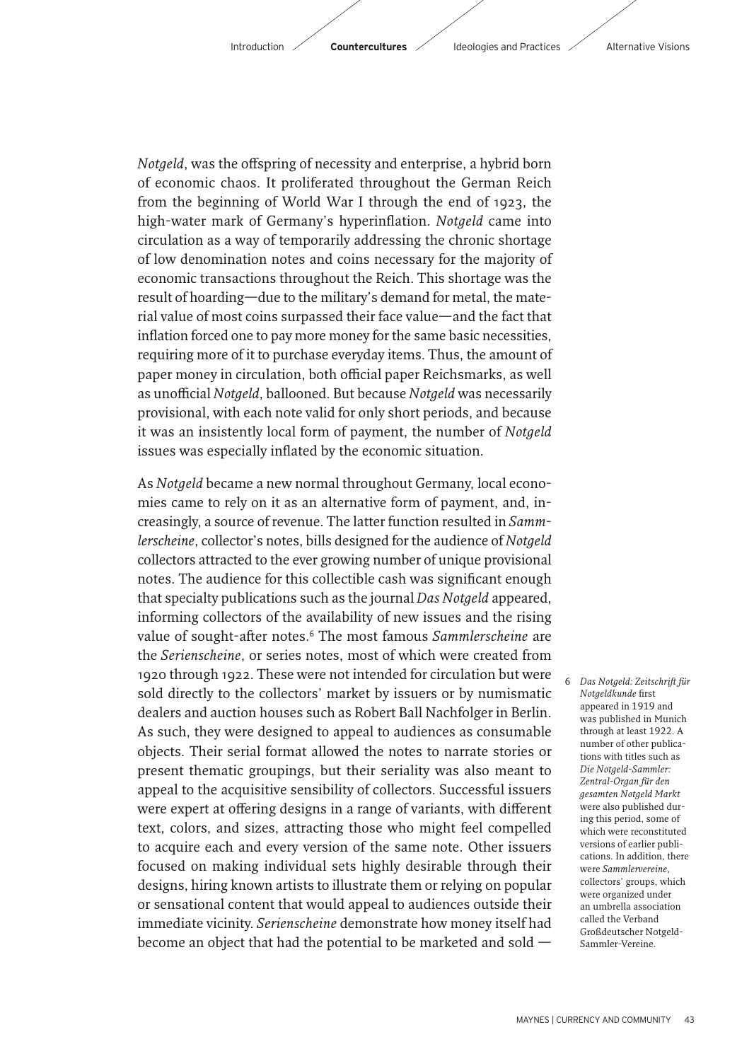*Notgeld*, was the offspring of necessity and enterprise, a hybrid born of economic chaos. It proliferated throughout the German Reich from the beginning of World War I through the end of 1923, the high-water mark of Germany's hyperinflation. *Notgeld* came into circulation as a way of temporarily addressing the chronic shortage of low denomination notes and coins necessary for the majority of economic transactions throughout the Reich. This shortage was the result of hoarding—due to the military's demand for metal, the material value of most coins surpassed their face value—and the fact that inflation forced one to pay more money for the same basic necessities, requiring more of it to purchase everyday items. Thus, the amount of paper money in circulation, both official paper Reichsmarks, as well as unofficial *Notgeld*, ballooned. But because *Notgeld* was necessarily provisional, with each note valid for only short periods, and because it was an insistently local form of payment, the number of *Notgeld* issues was especially inflated by the economic situation.

As *Notgeld* became a new normal throughout Germany, local economies came to rely on it as an alternative form of payment, and, increasingly, a source of revenue. The latter function resulted in *Sammlerscheine*, collector's notes, bills designed for the audience of *Notgeld* collectors attracted to the ever growing number of unique provisional notes. The audience for this collectible cash was significant enough that specialty publications such as the journal *Das Notgeld* appeared, informing collectors of the availability of new issues and the rising value of sought-after notes.[6] The most famous *Sammlerscheine* are the *Serienscheine*, or series notes, most of which were created from 1920 through 1922. These were not intended for circulation but were sold directly to the collectors' market by issuers or by numismatic dealers and auction houses such as Robert Ball Nachfolger in Berlin. As such, they were designed to appeal to audiences as consumable objects. Their serial format allowed the notes to narrate stories or present thematic groupings, but their seriality was also meant to appeal to the acquisitive sensibility of collectors. Successful issuers were expert at offering designs in a range of variants, with different text, colors, and sizes, attracting those who might feel compelled to acquire each and every version of the same note. Other issuers focused on making individual sets highly desirable through their designs, hiring known artists to illustrate them or relying on popular or sensational content that would appeal to audiences outside their immediate vicinity. *Serienscheine* demonstrate how money itself had become an object that had the potential to be marketed and sold —

6 *Das Notgeld: Zeitschrift für Notgeldkunde* first appeared in 1919 and was published in Munich through at least 1922. A number of other publications with titles such as *Die Notgeld-Sammler: Zentral-Organ für den gesamten Notgeld Markt* were also published during this period, some of which were reconstituted versions of earlier publications. In addition, there were *Sammlervereine*, collectors' groups, which were organized under an umbrella association called the Verband Großdeutscher Notgeld-Sammler-Vereine.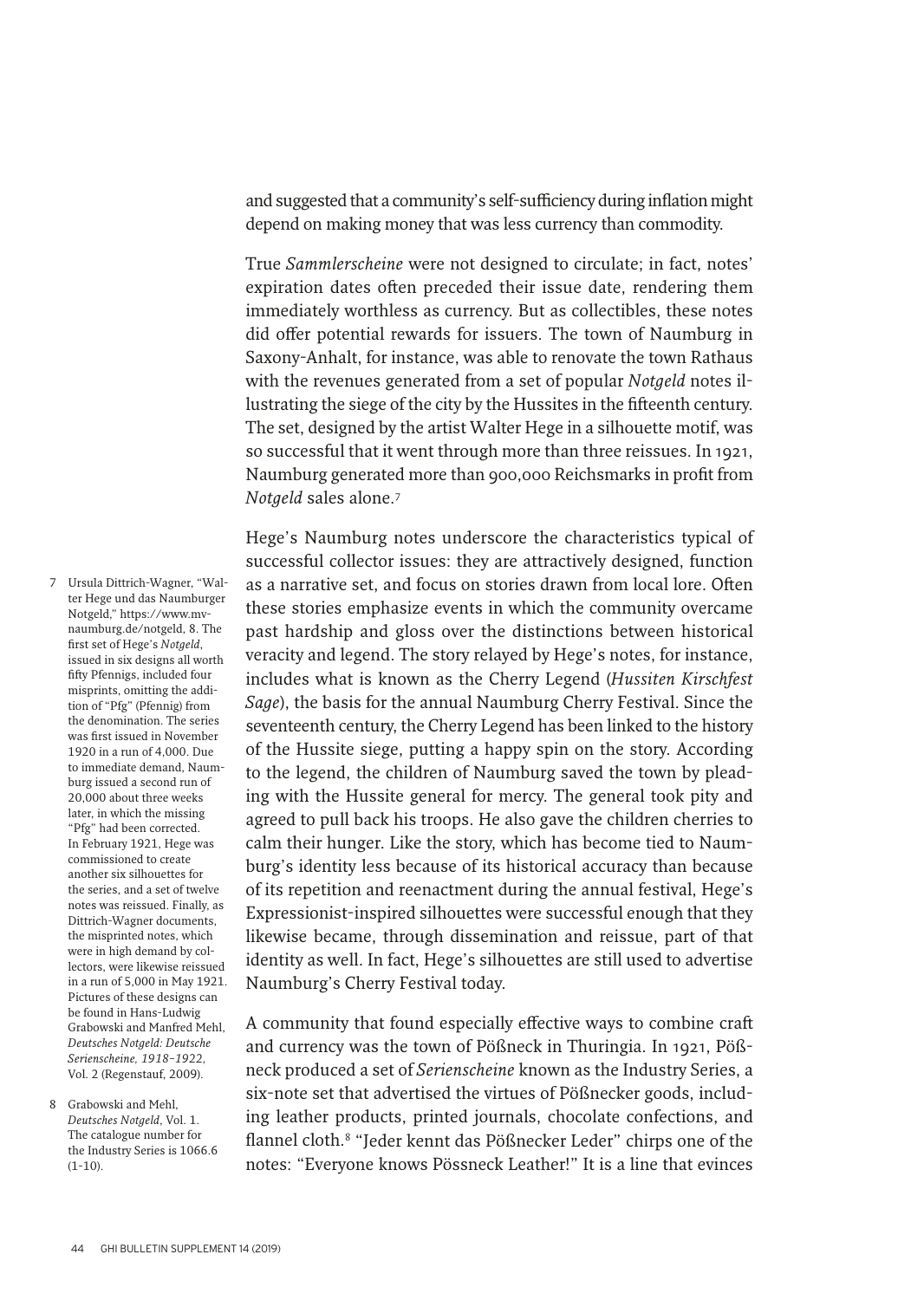and suggested that a community's self-sufficiency during inflation might depend on making money that was less currency than commodity.

True *Sammlerscheine* were not designed to circulate; in fact, notes' expiration dates often preceded their issue date, rendering them immediately worthless as currency. But as collectibles, these notes did offer potential rewards for issuers. The town of Naumburg in Saxony-Anhalt, for instance, was able to renovate the town Rathaus with the revenues generated from a set of popular *Notgeld* notes illustrating the siege of the city by the Hussites in the fifteenth century. The set, designed by the artist Walter Hege in a silhouette motif, was so successful that it went through more than three reissues. In 1921, Naumburg generated more than 900,000 Reichsmarks in profit from *Notgeld* sales alone.[7]

Hege's Naumburg notes underscore the characteristics typical of successful collector issues: they are attractively designed, function as a narrative set, and focus on stories drawn from local lore. Often these stories emphasize events in which the community overcame past hardship and gloss over the distinctions between historical veracity and legend. The story relayed by Hege's notes, for instance, includes what is known as the Cherry Legend (*Hussiten Kirschfest Sage*), the basis for the annual Naumburg Cherry Festival. Since the seventeenth century, the Cherry Legend has been linked to the history of the Hussite siege, putting a happy spin on the story. According to the legend, the children of Naumburg saved the town by pleading with the Hussite general for mercy. The general took pity and agreed to pull back his troops. He also gave the children cherries to calm their hunger. Like the story, which has become tied to Naumburg's identity less because of its historical accuracy than because of its repetition and reenactment during the annual festival, Hege's Expressionist-inspired silhouettes were successful enough that they likewise became, through dissemination and reissue, part of that identity as well. In fact, Hege's silhouettes are still used to advertise Naumburg's Cherry Festival today.

A community that found especially effective ways to combine craft and currency was the town of Pößneck in Thuringia. In 1921, Pößneck produced a set of *Serienscheine* known as the Industry Series, a six-note set that advertised the virtues of Pößnecker goods, including leather products, printed journals, chocolate confections, and flannel cloth.[8] "Jeder kennt das Pößnecker Leder" chirps one of the notes: "Everyone knows Pössneck Leather!" It is a line that evinces

---

7 Ursula Dittrich-Wagner, "Walter Hege und das Naumburger Notgeld," https://www.mv-naumburg.de/notgeld, 8. The first set of Hege's *Notgeld*, issued in six designs all worth fifty Pfennigs, included four misprints, omitting the addition of "Pfg" (Pfennig) from the denomination. The series was first issued in November 1920 in a run of 4,000. Due to immediate demand, Naumburg issued a second run of 20,000 about three weeks later, in which the missing "Pfg" had been corrected. In February 1921, Hege was commissioned to create another six silhouettes for the series, and a set of twelve notes was reissued. Finally, as Dittrich-Wagner documents, the misprinted notes, which were in high demand by collectors, were likewise reissued in a run of 5,000 in May 1921. Pictures of these designs can be found in Hans-Ludwig Grabowski and Manfred Mehl, *Deutsches Notgeld: Deutsche Serienscheine, 1918–1922*, Vol. 2 (Regenstauf, 2009).

8 Grabowski and Mehl, *Deutsches Notgeld*, Vol. 1. The catalogue number for the Industry Series is 1066.6 (1–10).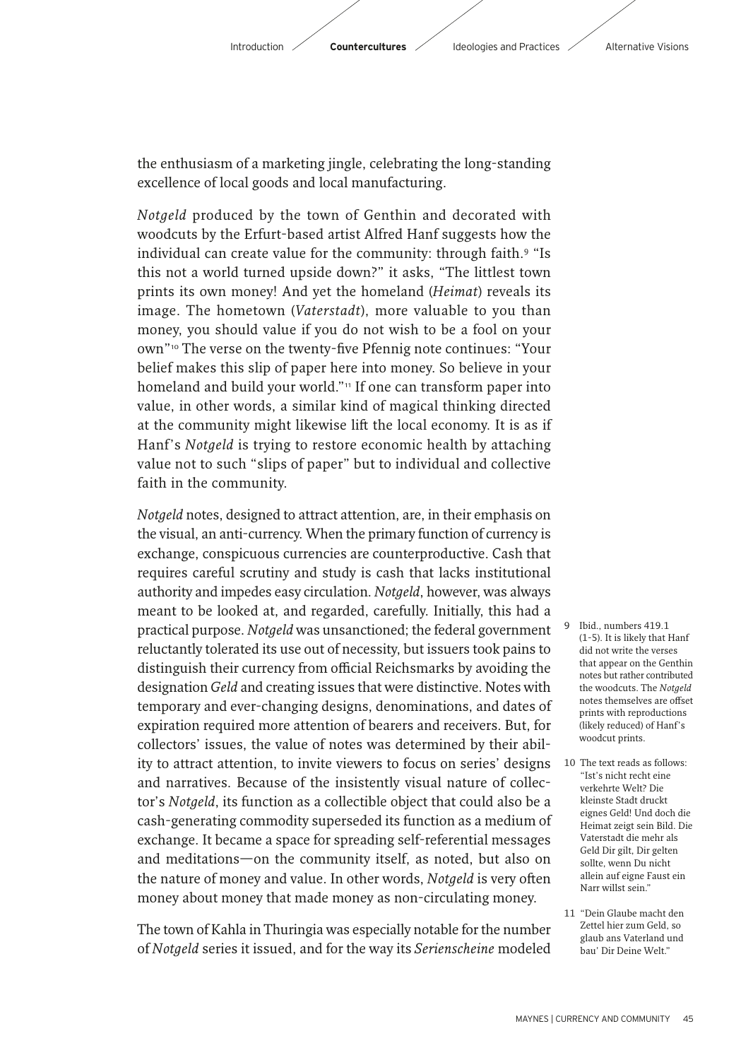the enthusiasm of a marketing jingle, celebrating the long-standing excellence of local goods and local manufacturing.

*Notgeld* produced by the town of Genthin and decorated with woodcuts by the Erfurt-based artist Alfred Hanf suggests how the individual can create value for the community: through faith.[9] "Is this not a world turned upside down?" it asks, "The littlest town prints its own money! And yet the homeland (*Heimat*) reveals its image. The hometown (*Vaterstadt*), more valuable to you than money, you should value if you do not wish to be a fool on your own"[10] The verse on the twenty-five Pfennig note continues: "Your belief makes this slip of paper here into money. So believe in your homeland and build your world."[11] If one can transform paper into value, in other words, a similar kind of magical thinking directed at the community might likewise lift the local economy. It is as if Hanf's *Notgeld* is trying to restore economic health by attaching value not to such "slips of paper" but to individual and collective faith in the community.

*Notgeld* notes, designed to attract attention, are, in their emphasis on the visual, an anti-currency. When the primary function of currency is exchange, conspicuous currencies are counterproductive. Cash that requires careful scrutiny and study is cash that lacks institutional authority and impedes easy circulation. *Notgeld*, however, was always meant to be looked at, and regarded, carefully. Initially, this had a practical purpose. *Notgeld* was unsanctioned; the federal government reluctantly tolerated its use out of necessity, but issuers took pains to distinguish their currency from official Reichsmarks by avoiding the designation *Geld* and creating issues that were distinctive. Notes with temporary and ever-changing designs, denominations, and dates of expiration required more attention of bearers and receivers. But, for collectors' issues, the value of notes was determined by their ability to attract attention, to invite viewers to focus on series' designs and narratives. Because of the insistently visual nature of collector's *Notgeld*, its function as a collectible object that could also be a cash-generating commodity superseded its function as a medium of exchange. It became a space for spreading self-referential messages and meditations—on the community itself, as noted, but also on the nature of money and value. In other words, *Notgeld* is very often money about money that made money as non-circulating money.

The town of Kahla in Thuringia was especially notable for the number of *Notgeld* series it issued, and for the way its *Serienscheine* modeled

9 Ibid., numbers 419.1 (1-5). It is likely that Hanf did not write the verses that appear on the Genthin notes but rather contributed the woodcuts. The *Notgeld* notes themselves are offset prints with reproductions (likely reduced) of Hanf's woodcut prints.

10 The text reads as follows: "Ist's nicht recht eine verkehrte Welt? Die kleinste Stadt druckt eignes Geld! Und doch die Heimat zeigt sein Bild. Die Vaterstadt die mehr als Geld Dir gilt, Dir gelten sollte, wenn Du nicht allein auf eigne Faust ein Narr willst sein."

11 "Dein Glaube macht den Zettel hier zum Geld, so glaub ans Vaterland und bau' Dir Deine Welt."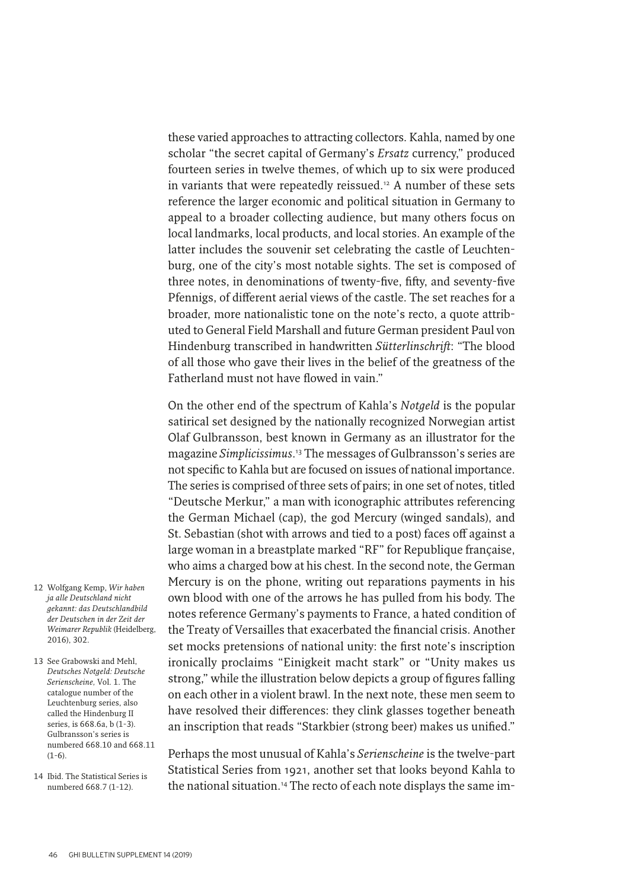these varied approaches to attracting collectors. Kahla, named by one scholar "the secret capital of Germany's *Ersatz* currency," produced fourteen series in twelve themes, of which up to six were produced in variants that were repeatedly reissued.[12] A number of these sets reference the larger economic and political situation in Germany to appeal to a broader collecting audience, but many others focus on local landmarks, local products, and local stories. An example of the latter includes the souvenir set celebrating the castle of Leuchtenburg, one of the city's most notable sights. The set is composed of three notes, in denominations of twenty-five, fifty, and seventy-five Pfennigs, of different aerial views of the castle. The set reaches for a broader, more nationalistic tone on the note's recto, a quote attributed to General Field Marshall and future German president Paul von Hindenburg transcribed in handwritten *Sütterlinschrift*: "The blood of all those who gave their lives in the belief of the greatness of the Fatherland must not have flowed in vain."

On the other end of the spectrum of Kahla's *Notgeld* is the popular satirical set designed by the nationally recognized Norwegian artist Olaf Gulbransson, best known in Germany as an illustrator for the magazine *Simplicissimus*.[13] The messages of Gulbransson's series are not specific to Kahla but are focused on issues of national importance. The series is comprised of three sets of pairs; in one set of notes, titled "Deutsche Merkur," a man with iconographic attributes referencing the German Michael (cap), the god Mercury (winged sandals), and St. Sebastian (shot with arrows and tied to a post) faces off against a large woman in a breastplate marked "RF" for Republique française, who aims a charged bow at his chest. In the second note, the German Mercury is on the phone, writing out reparations payments in his own blood with one of the arrows he has pulled from his body. The notes reference Germany's payments to France, a hated condition of the Treaty of Versailles that exacerbated the financial crisis. Another set mocks pretensions of national unity: the first note's inscription ironically proclaims "Einigkeit macht stark" or "Unity makes us strong," while the illustration below depicts a group of figures falling on each other in a violent brawl. In the next note, these men seem to have resolved their differences: they clink glasses together beneath an inscription that reads "Starkbier (strong beer) makes us unified."

Perhaps the most unusual of Kahla's *Serienscheine* is the twelve-part Statistical Series from 1921, another set that looks beyond Kahla to the national situation.[14] The recto of each note displays the same im-

12 Wolfgang Kemp, *Wir haben ja alle Deutschland nicht gekannt: das Deutschlandbild der Deutschen in der Zeit der Weimarer Republik* (Heidelberg, 2016), 302.

13 See Grabowski and Mehl, *Deutsches Notgeld: Deutsche Serienscheine*, Vol. 1. The catalogue number of the Leuchtenburg series, also called the Hindenburg II series, is 668.6a, b (1-3). Gulbransson's series is numbered 668.10 and 668.11 (1-6).

14 Ibid. The Statistical Series is numbered 668.7 (1-12).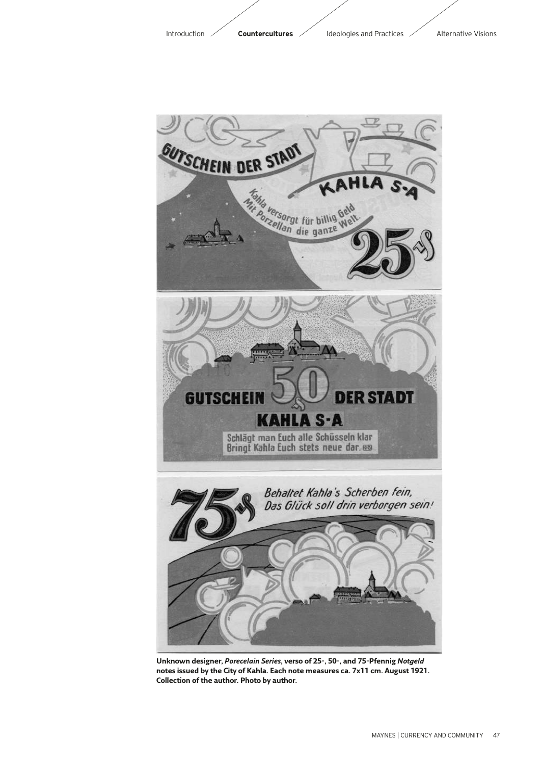**Unknown designer, *Porecelain Series*, verso of 25-, 50-, and 75-Pfennig *Notgeld* notes issued by the City of Kahla. Each note measures ca. 7x11 cm. August 1921. Collection of the author. Photo by author.**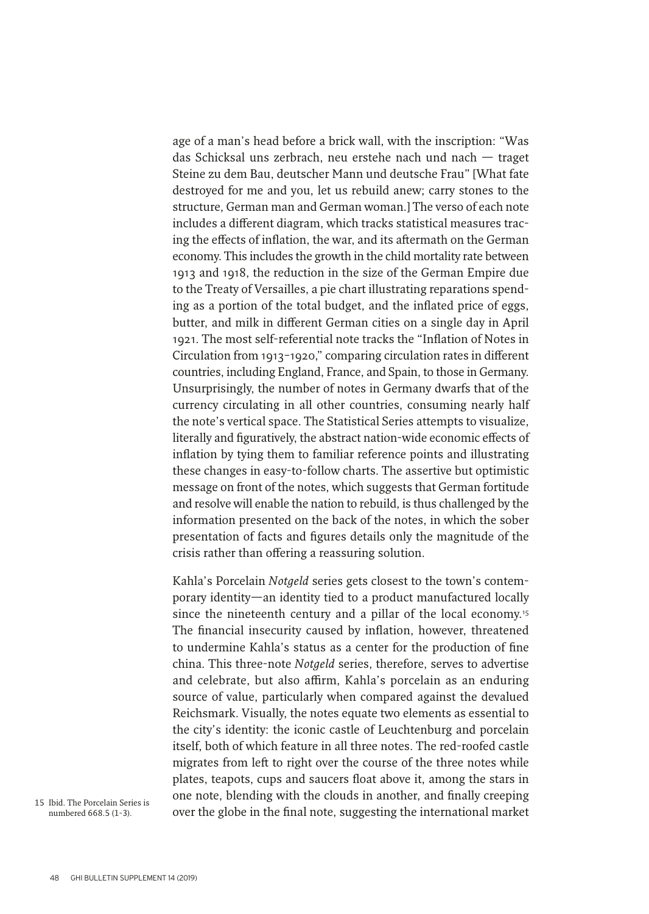age of a man's head before a brick wall, with the inscription: "Was das Schicksal uns zerbrach, neu erstehe nach und nach — traget Steine zu dem Bau, deutscher Mann und deutsche Frau" [What fate destroyed for me and you, let us rebuild anew; carry stones to the structure, German man and German woman.] The verso of each note includes a different diagram, which tracks statistical measures tracing the effects of inflation, the war, and its aftermath on the German economy. This includes the growth in the child mortality rate between 1913 and 1918, the reduction in the size of the German Empire due to the Treaty of Versailles, a pie chart illustrating reparations spending as a portion of the total budget, and the inflated price of eggs, butter, and milk in different German cities on a single day in April 1921. The most self-referential note tracks the "Inflation of Notes in Circulation from 1913–1920," comparing circulation rates in different countries, including England, France, and Spain, to those in Germany. Unsurprisingly, the number of notes in Germany dwarfs that of the currency circulating in all other countries, consuming nearly half the note's vertical space. The Statistical Series attempts to visualize, literally and figuratively, the abstract nation-wide economic effects of inflation by tying them to familiar reference points and illustrating these changes in easy-to-follow charts. The assertive but optimistic message on front of the notes, which suggests that German fortitude and resolve will enable the nation to rebuild, is thus challenged by the information presented on the back of the notes, in which the sober presentation of facts and figures details only the magnitude of the crisis rather than offering a reassuring solution.

Kahla's Porcelain *Notgeld* series gets closest to the town's contemporary identity—an identity tied to a product manufactured locally since the nineteenth century and a pillar of the local economy.[15] The financial insecurity caused by inflation, however, threatened to undermine Kahla's status as a center for the production of fine china. This three-note *Notgeld* series, therefore, serves to advertise and celebrate, but also affirm, Kahla's porcelain as an enduring source of value, particularly when compared against the devalued Reichsmark. Visually, the notes equate two elements as essential to the city's identity: the iconic castle of Leuchtenburg and porcelain itself, both of which feature in all three notes. The red-roofed castle migrates from left to right over the course of the three notes while plates, teapots, cups and saucers float above it, among the stars in one note, blending with the clouds in another, and finally creeping over the globe in the final note, suggesting the international market

15 Ibid. The Porcelain Series is numbered 668.5 (1-3).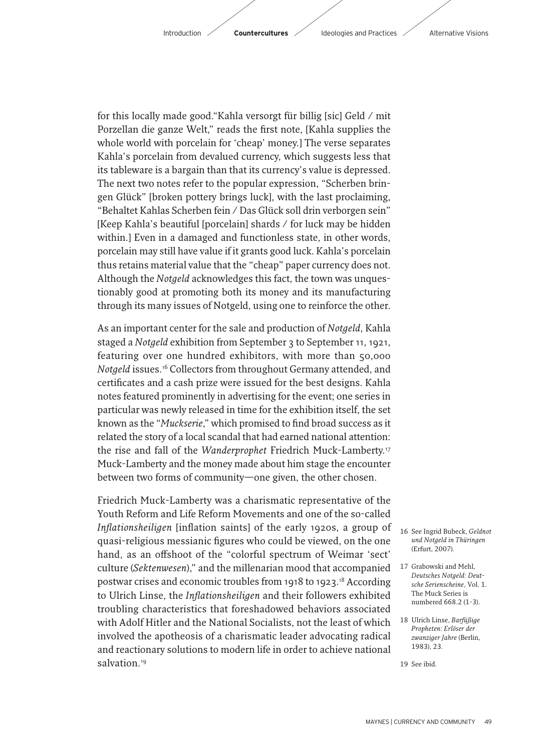for this locally made good."Kahla versorgt für billig [sic] Geld / mit Porzellan die ganze Welt," reads the first note, [Kahla supplies the whole world with porcelain for 'cheap' money.] The verse separates Kahla's porcelain from devalued currency, which suggests less that its tableware is a bargain than that its currency's value is depressed. The next two notes refer to the popular expression, "Scherben bringen Glück" [broken pottery brings luck], with the last proclaiming, "Behaltet Kahlas Scherben fein / Das Glück soll drin verborgen sein" [Keep Kahla's beautiful [porcelain] shards / for luck may be hidden within.] Even in a damaged and functionless state, in other words, porcelain may still have value if it grants good luck. Kahla's porcelain thus retains material value that the "cheap" paper currency does not. Although the *Notgeld* acknowledges this fact, the town was unquestionably good at promoting both its money and its manufacturing through its many issues of Notgeld, using one to reinforce the other.

As an important center for the sale and production of *Notgeld*, Kahla staged a *Notgeld* exhibition from September 3 to September 11, 1921, featuring over one hundred exhibitors, with more than 50,000 *Notgeld* issues.[16] Collectors from throughout Germany attended, and certificates and a cash prize were issued for the best designs. Kahla notes featured prominently in advertising for the event; one series in particular was newly released in time for the exhibition itself, the set known as the "*Muckserie*," which promised to find broad success as it related the story of a local scandal that had earned national attention: the rise and fall of the *Wanderprophet* Friedrich Muck-Lamberty.[17] Muck-Lamberty and the money made about him stage the encounter between two forms of community—one given, the other chosen.

Friedrich Muck-Lamberty was a charismatic representative of the Youth Reform and Life Reform Movements and one of the so-called *Inflationsheiligen* [inflation saints] of the early 1920s, a group of quasi-religious messianic figures who could be viewed, on the one hand, as an offshoot of the "colorful spectrum of Weimar 'sect' culture (*Sektenwesen*)," and the millenarian mood that accompanied postwar crises and economic troubles from 1918 to 1923.[18] According to Ulrich Linse, the *Inflationsheiligen* and their followers exhibited troubling characteristics that foreshadowed behaviors associated with Adolf Hitler and the National Socialists, not the least of which involved the apotheosis of a charismatic leader advocating radical and reactionary solutions to modern life in order to achieve national salvation.[19]

16 See Ingrid Bubeck, *Geldnot und Notgeld in Thüringen* (Erfurt, 2007).

17 Grabowski and Mehl, *Deutsches Notgeld: Deutsche Serienscheine*, Vol. 1. The Muck Series is numbered 668.2 (1–3).

18 Ulrich Linse, *Barfüßige Propheten: Erlöser der zwanziger Jahre* (Berlin, 1983), 23.

19 See ibid.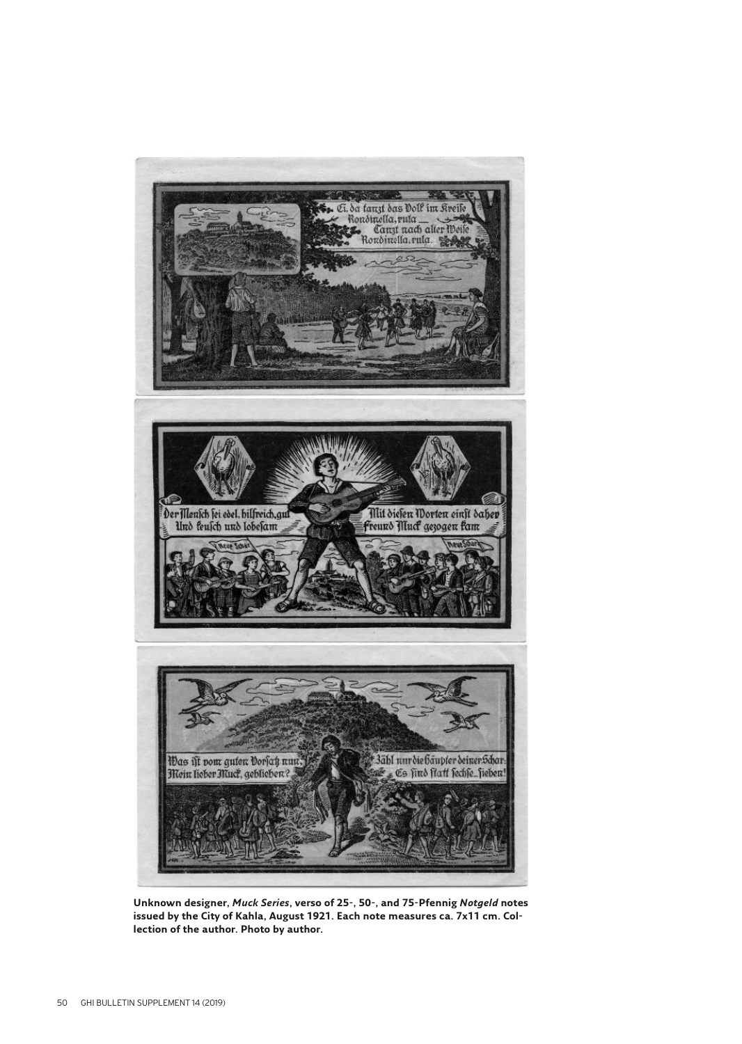**Unknown designer, *Muck Series*, verso of 25-, 50-, and 75-Pfennig *Notgeld* notes issued by the City of Kahla, August 1921. Each note measures ca. 7x11 cm. Collection of the author. Photo by author.**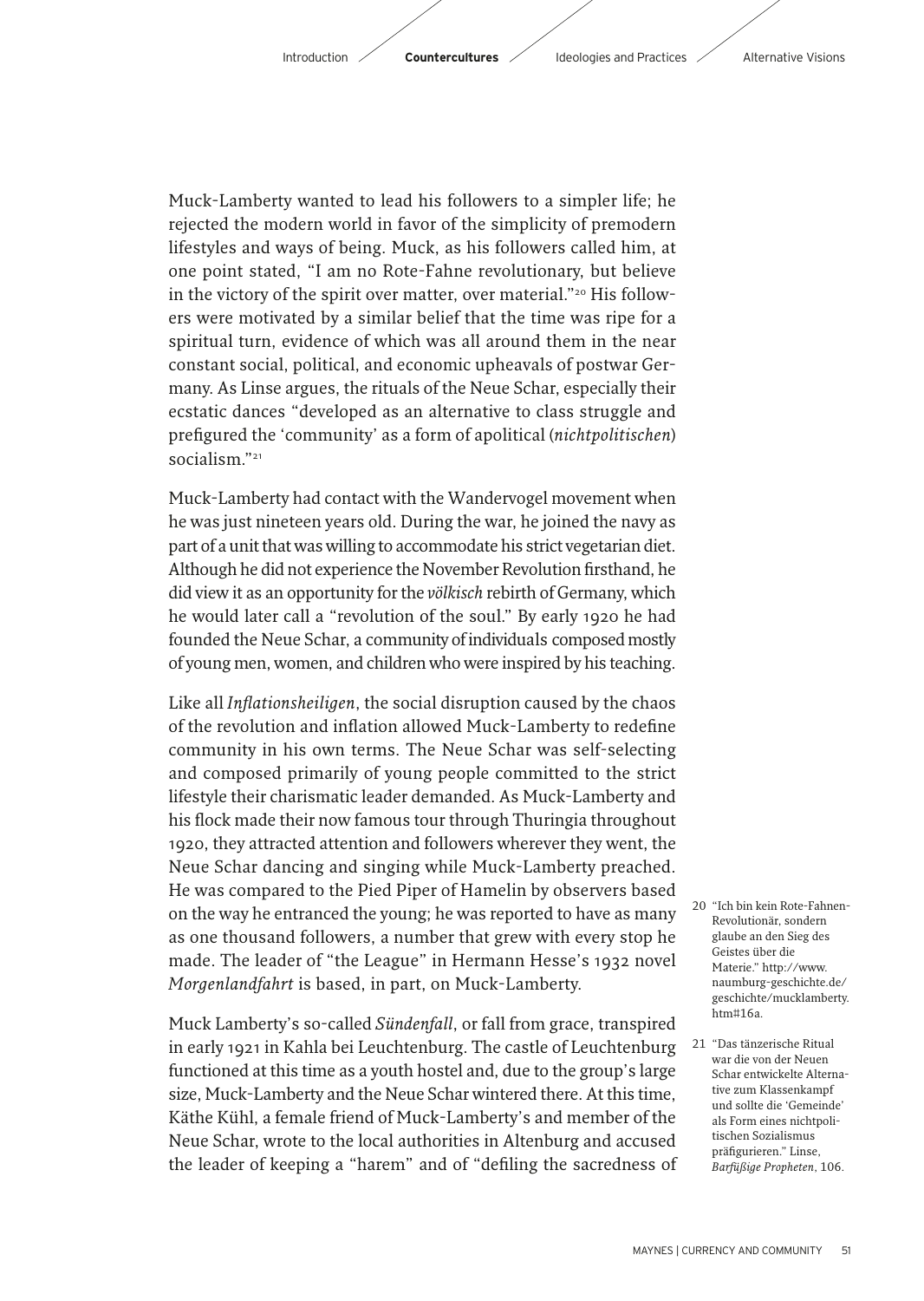Muck-Lamberty wanted to lead his followers to a simpler life; he rejected the modern world in favor of the simplicity of premodern lifestyles and ways of being. Muck, as his followers called him, at one point stated, "I am no Rote-Fahne revolutionary, but believe in the victory of the spirit over matter, over material."[20] His followers were motivated by a similar belief that the time was ripe for a spiritual turn, evidence of which was all around them in the near constant social, political, and economic upheavals of postwar Germany. As Linse argues, the rituals of the Neue Schar, especially their ecstatic dances "developed as an alternative to class struggle and prefigured the 'community' as a form of apolitical (*nichtpolitischen*) socialism."[21]

Muck-Lamberty had contact with the Wandervogel movement when he was just nineteen years old. During the war, he joined the navy as part of a unit that was willing to accommodate his strict vegetarian diet. Although he did not experience the November Revolution firsthand, he did view it as an opportunity for the *völkisch* rebirth of Germany, which he would later call a "revolution of the soul." By early 1920 he had founded the Neue Schar, a community of individuals composed mostly of young men, women, and children who were inspired by his teaching.

Like all *Inflationsheiligen*, the social disruption caused by the chaos of the revolution and inflation allowed Muck-Lamberty to redefine community in his own terms. The Neue Schar was self-selecting and composed primarily of young people committed to the strict lifestyle their charismatic leader demanded. As Muck-Lamberty and his flock made their now famous tour through Thuringia throughout 1920, they attracted attention and followers wherever they went, the Neue Schar dancing and singing while Muck-Lamberty preached. He was compared to the Pied Piper of Hamelin by observers based on the way he entranced the young; he was reported to have as many as one thousand followers, a number that grew with every stop he made. The leader of "the League" in Hermann Hesse's 1932 novel *Morgenlandfahrt* is based, in part, on Muck-Lamberty.

Muck Lamberty's so-called *Sündenfall*, or fall from grace, transpired in early 1921 in Kahla bei Leuchtenburg. The castle of Leuchtenburg functioned at this time as a youth hostel and, due to the group's large size, Muck-Lamberty and the Neue Schar wintered there. At this time, Käthe Kühl, a female friend of Muck-Lamberty's and member of the Neue Schar, wrote to the local authorities in Altenburg and accused the leader of keeping a "harem" and of "defiling the sacredness of

20 "Ich bin kein Rote-Fahnen-Revolutionär, sondern glaube an den Sieg des Geistes über die Materie." http://www.naumburg-geschichte.de/geschichte/mucklamberty.htm#16a.

21 "Das tänzerische Ritual war die von der Neuen Schar entwickelte Alternative zum Klassenkampf und sollte die 'Gemeinde' als Form eines nichtpolitischen Sozialismus präfigurieren." Linse, *Barfüßige Propheten*, 106.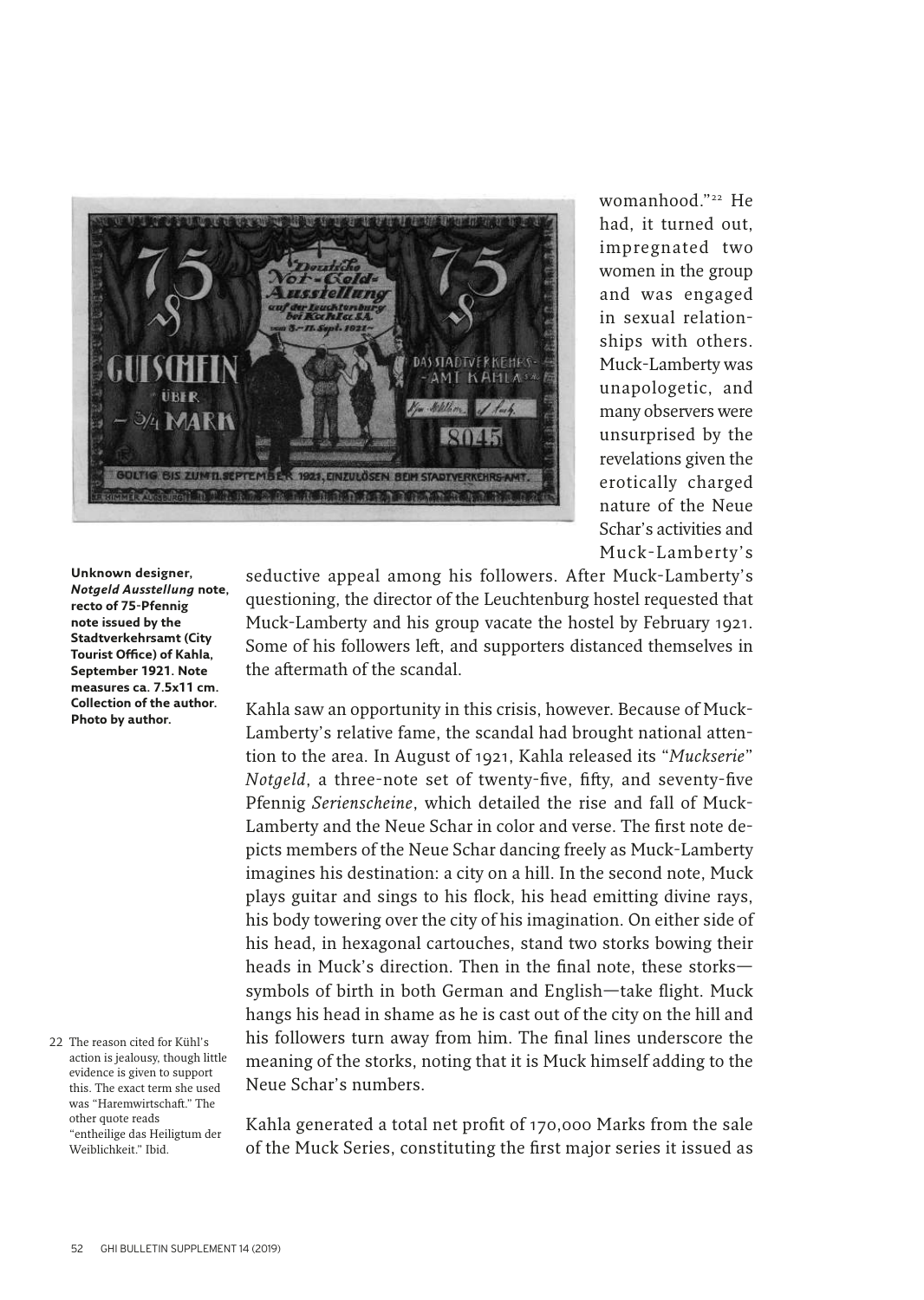womanhood."[22] He had, it turned out, impregnated two women in the group and was engaged in sexual relationships with others. Muck-Lamberty was unapologetic, and many observers were unsurprised by the revelations given the erotically charged nature of the Neue Schar's activities and Muck-Lamberty's seductive appeal among his followers. After Muck-Lamberty's questioning, the director of the Leuchtenburg hostel requested that Muck-Lamberty and his group vacate the hostel by February 1921. Some of his followers left, and supporters distanced themselves in the aftermath of the scandal.

**Unknown designer, *Notgeld Ausstellung* note, recto of 75-Pfennig note issued by the Stadtverkehrsamt (City Tourist Office) of Kahla, September 1921. Note measures ca. 7.5x11 cm. Collection of the author. Photo by author.**

Kahla saw an opportunity in this crisis, however. Because of Muck-Lamberty's relative fame, the scandal had brought national attention to the area. In August of 1921, Kahla released its "*Muckserie*" *Notgeld*, a three-note set of twenty-five, fifty, and seventy-five Pfennig *Serienscheine*, which detailed the rise and fall of Muck-Lamberty and the Neue Schar in color and verse. The first note depicts members of the Neue Schar dancing freely as Muck-Lamberty imagines his destination: a city on a hill. In the second note, Muck plays guitar and sings to his flock, his head emitting divine rays, his body towering over the city of his imagination. On either side of his head, in hexagonal cartouches, stand two storks bowing their heads in Muck's direction. Then in the final note, these storks—symbols of birth in both German and English—take flight. Muck hangs his head in shame as he is cast out of the city on the hill and his followers turn away from him. The final lines underscore the meaning of the storks, noting that it is Muck himself adding to the Neue Schar's numbers.

Kahla generated a total net profit of 170,000 Marks from the sale of the Muck Series, constituting the first major series it issued as

22 The reason cited for Kühl's action is jealousy, though little evidence is given to support this. The exact term she used was "Haremwirtschaft." The other quote reads "entheilige das Heiligtum der Weiblichkeit." Ibid.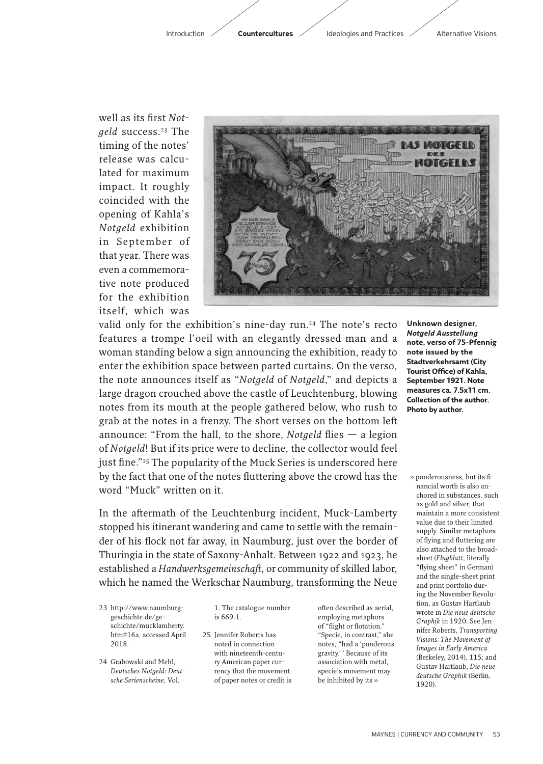well as its first *Notgeld* success.[23] The timing of the notes' release was calculated for maximum impact. It roughly coincided with the opening of Kahla's *Notgeld* exhibition in September of that year. There was even a commemorative note produced for the exhibition itself, which was valid only for the exhibition's nine-day run.[24] The note's recto features a trompe l'oeil with an elegantly dressed man and a woman standing below a sign announcing the exhibition, ready to enter the exhibition space between parted curtains. On the verso, the note announces itself as "*Notgeld* of *Notgeld*," and depicts a large dragon crouched above the castle of Leuchtenburg, blowing notes from its mouth at the people gathered below, who rush to grab at the notes in a frenzy. The short verses on the bottom left announce: "From the hall, to the shore, *Notgeld* flies — a legion of *Notgeld*! But if its price were to decline, the collector would feel just fine."[25] The popularity of the Muck Series is underscored here by the fact that one of the notes fluttering above the crowd has the word "Muck" written on it.

**Unknown designer, *Notgeld Ausstellung* note, verso of 75-Pfennig note issued by the Stadtverkehrsamt (City Tourist Office) of Kahla, September 1921. Note measures ca. 7.5x11 cm. Collection of the author. Photo by author.**

In the aftermath of the Leuchtenburg incident, Muck-Lamberty stopped his itinerant wandering and came to settle with the remainder of his flock not far away, in Naumburg, just over the border of Thuringia in the state of Saxony-Anhalt. Between 1922 and 1923, he established a *Handwerksgemeinschaft*, or community of skilled labor, which he named the Werkschar Naumburg, transforming the Neue

23 http://www.naumburg-geschichte.de/geschichte/mucklamberty.htm#16a, accessed April 2018.

24 Grabowski and Mehl, *Deutsches Notgeld: Deutsche Serienscheine*, Vol. 1. The catalogue number is 669.1.

25 Jennifer Roberts has noted in connection with nineteenth-century American paper currency that the movement of paper notes or credit is often described as aerial, employing metaphors of "flight or flotation." "Specie, in contrast," she notes, "had a 'ponderous gravity.'" Because of its association with metal, specie's movement may be inhibited by its ponderousness, but its financial worth is also anchored in substances, such as gold and silver, that maintain a more consistent value due to their limited supply. Similar metaphors of flying and fluttering are also attached to the broadsheet (*Flugblatt*, literally "flying sheet" in German) and the single-sheet print and print portfolio during the November Revolution, as Gustav Hartlaub wrote in *Die neue deutsche Graphik* in 1920. See Jennifer Roberts, *Transporting Visions: The Movement of Images in Early America* (Berkeley, 2014), 115; and Gustav Hartlaub, *Die neue deutsche Graphik* (Berlin, 1920).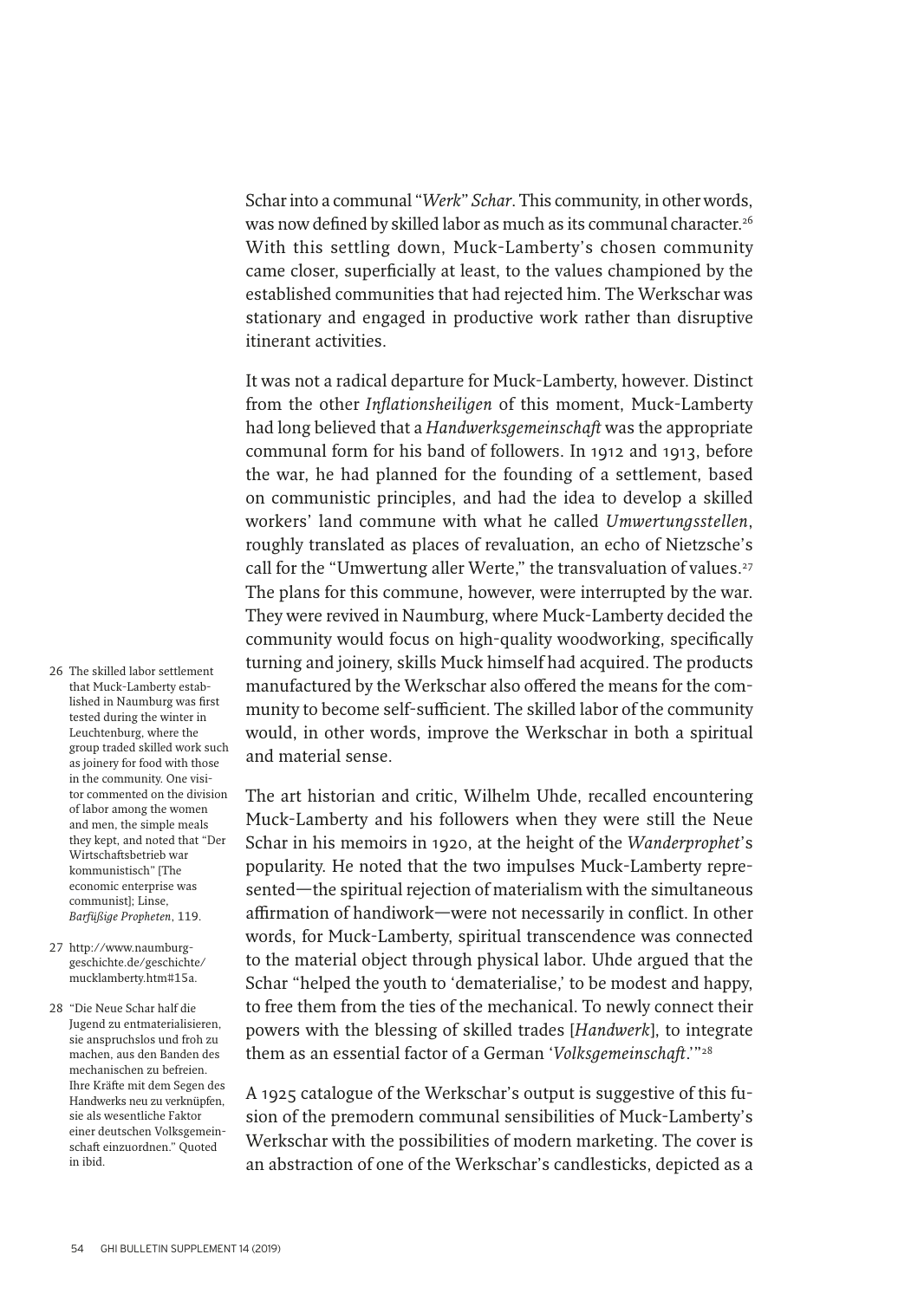Schar into a communal "*Werk*" *Schar*. This community, in other words, was now defined by skilled labor as much as its communal character.[26] With this settling down, Muck-Lamberty's chosen community came closer, superficially at least, to the values championed by the established communities that had rejected him. The Werkschar was stationary and engaged in productive work rather than disruptive itinerant activities.

It was not a radical departure for Muck-Lamberty, however. Distinct from the other *Inflationsheiligen* of this moment, Muck-Lamberty had long believed that a *Handwerksgemeinschaft* was the appropriate communal form for his band of followers. In 1912 and 1913, before the war, he had planned for the founding of a settlement, based on communistic principles, and had the idea to develop a skilled workers' land commune with what he called *Umwertungsstellen*, roughly translated as places of revaluation, an echo of Nietzsche's call for the "Umwertung aller Werte," the transvaluation of values.[27] The plans for this commune, however, were interrupted by the war. They were revived in Naumburg, where Muck-Lamberty decided the community would focus on high-quality woodworking, specifically turning and joinery, skills Muck himself had acquired. The products manufactured by the Werkschar also offered the means for the community to become self-sufficient. The skilled labor of the community would, in other words, improve the Werkschar in both a spiritual and material sense.

The art historian and critic, Wilhelm Uhde, recalled encountering Muck-Lamberty and his followers when they were still the Neue Schar in his memoirs in 1920, at the height of the *Wanderprophet*'s popularity. He noted that the two impulses Muck-Lamberty represented—the spiritual rejection of materialism with the simultaneous affirmation of handiwork—were not necessarily in conflict. In other words, for Muck-Lamberty, spiritual transcendence was connected to the material object through physical labor. Uhde argued that the Schar "helped the youth to 'dematerialise,' to be modest and happy, to free them from the ties of the mechanical. To newly connect their powers with the blessing of skilled trades [*Handwerk*], to integrate them as an essential factor of a German '*Volksgemeinschaft*.'"[28]

A 1925 catalogue of the Werkschar's output is suggestive of this fusion of the premodern communal sensibilities of Muck-Lamberty's Werkschar with the possibilities of modern marketing. The cover is an abstraction of one of the Werkschar's candlesticks, depicted as a

26 The skilled labor settlement that Muck-Lamberty established in Naumburg was first tested during the winter in Leuchtenburg, where the group traded skilled work such as joinery for food with those in the community. One visitor commented on the division of labor among the women and men, the simple meals they kept, and noted that "Der Wirtschaftsbetrieb war kommunistisch" [The economic enterprise was communist]; Linse, *Barfüßige Propheten*, 119.

27 http://www.naumburg-geschichte.de/geschichte/mucklamberty.htm#15a.

28 "Die Neue Schar half die Jugend zu entmaterialisieren, sie anspruchslos und froh zu machen, aus den Banden des mechanischen zu befreien. Ihre Kräfte mit dem Segen des Handwerks neu zu verknüpfen, sie als wesentliche Faktor einer deutschen Volksgemeinschaft einzuordnen." Quoted in ibid.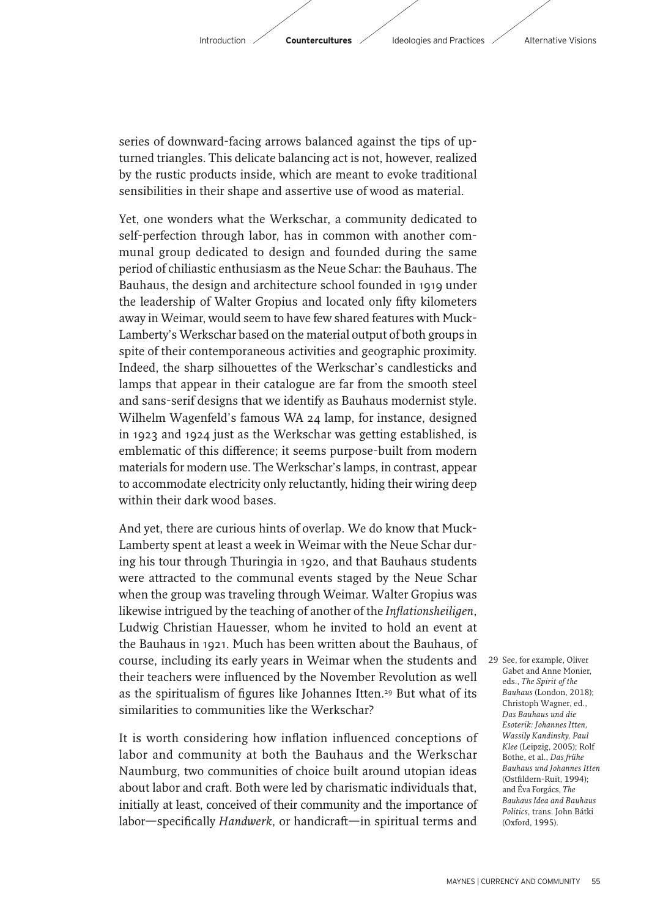series of downward-facing arrows balanced against the tips of upturned triangles. This delicate balancing act is not, however, realized by the rustic products inside, which are meant to evoke traditional sensibilities in their shape and assertive use of wood as material.

Yet, one wonders what the Werkschar, a community dedicated to self-perfection through labor, has in common with another communal group dedicated to design and founded during the same period of chiliastic enthusiasm as the Neue Schar: the Bauhaus. The Bauhaus, the design and architecture school founded in 1919 under the leadership of Walter Gropius and located only fifty kilometers away in Weimar, would seem to have few shared features with Muck-Lamberty's Werkschar based on the material output of both groups in spite of their contemporaneous activities and geographic proximity. Indeed, the sharp silhouettes of the Werkschar's candlesticks and lamps that appear in their catalogue are far from the smooth steel and sans-serif designs that we identify as Bauhaus modernist style. Wilhelm Wagenfeld's famous WA 24 lamp, for instance, designed in 1923 and 1924 just as the Werkschar was getting established, is emblematic of this difference; it seems purpose-built from modern materials for modern use. The Werkschar's lamps, in contrast, appear to accommodate electricity only reluctantly, hiding their wiring deep within their dark wood bases.

And yet, there are curious hints of overlap. We do know that Muck-Lamberty spent at least a week in Weimar with the Neue Schar during his tour through Thuringia in 1920, and that Bauhaus students were attracted to the communal events staged by the Neue Schar when the group was traveling through Weimar. Walter Gropius was likewise intrigued by the teaching of another of the *Inflationsheiligen*, Ludwig Christian Hauesser, whom he invited to hold an event at the Bauhaus in 1921. Much has been written about the Bauhaus, of course, including its early years in Weimar when the students and their teachers were influenced by the November Revolution as well as the spiritualism of figures like Johannes Itten.[29] But what of its similarities to communities like the Werkschar?

It is worth considering how inflation influenced conceptions of labor and community at both the Bauhaus and the Werkschar Naumburg, two communities of choice built around utopian ideas about labor and craft. Both were led by charismatic individuals that, initially at least, conceived of their community and the importance of labor—specifically *Handwerk*, or handicraft—in spiritual terms and

29 See, for example, Oliver Gabet and Anne Monier, eds., *The Spirit of the Bauhaus* (London, 2018); Christoph Wagner, ed., *Das Bauhaus und die Esoterik: Johannes Itten, Wassily Kandinsky, Paul Klee* (Leipzig, 2005); Rolf Bothe, et al., *Das frühe Bauhaus und Johannes Itten* (Ostfildern-Ruit, 1994); and Éva Forgács, *The Bauhaus Idea and Bauhaus Politics*, trans. John Bátki (Oxford, 1995).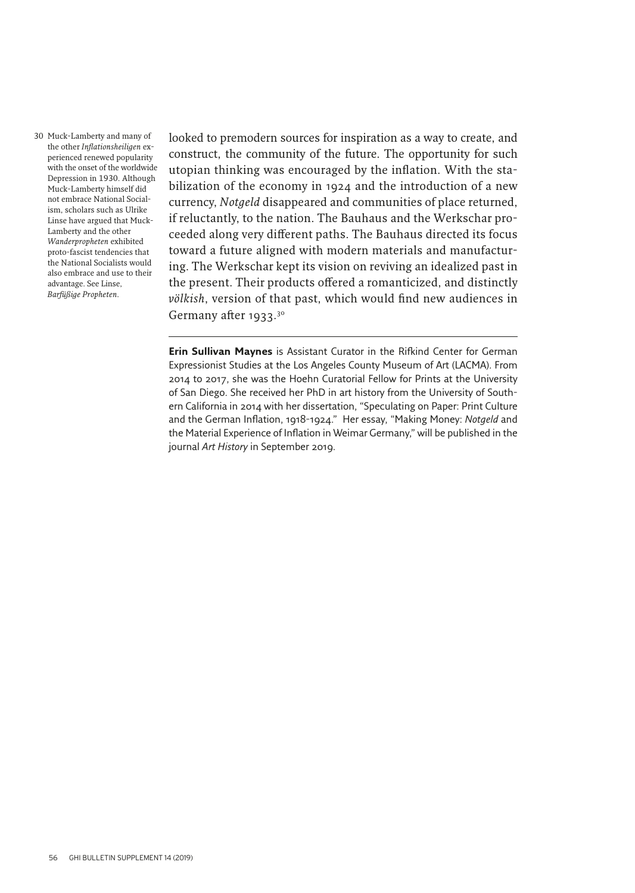looked to premodern sources for inspiration as a way to create, and construct, the community of the future. The opportunity for such utopian thinking was encouraged by the inflation. With the stabilization of the economy in 1924 and the introduction of a new currency, *Notgeld* disappeared and communities of place returned, if reluctantly, to the nation. The Bauhaus and the Werkschar proceeded along very different paths. The Bauhaus directed its focus toward a future aligned with modern materials and manufacturing. The Werkschar kept its vision on reviving an idealized past in the present. Their products offered a romanticized, and distinctly *völkish*, version of that past, which would find new audiences in Germany after 1933.[30]

30 Muck-Lamberty and many of the other *Inflationsheiligen* experienced renewed popularity with the onset of the worldwide Depression in 1930. Although Muck-Lamberty himself did not embrace National Socialism, scholars such as Ulrike Linse have argued that Muck-Lamberty and the other *Wanderpropheten* exhibited proto-fascist tendencies that the National Socialists would also embrace and use to their advantage. See Linse, *Barfüßige Propheten*.

---

**Erin Sullivan Maynes** is Assistant Curator in the Rifkind Center for German Expressionist Studies at the Los Angeles County Museum of Art (LACMA). From 2014 to 2017, she was the Hoehn Curatorial Fellow for Prints at the University of San Diego. She received her PhD in art history from the University of Southern California in 2014 with her dissertation, "Speculating on Paper: Print Culture and the German Inflation, 1918-1924." Her essay, "Making Money: *Notgeld* and the Material Experience of Inflation in Weimar Germany," will be published in the journal *Art History* in September 2019.